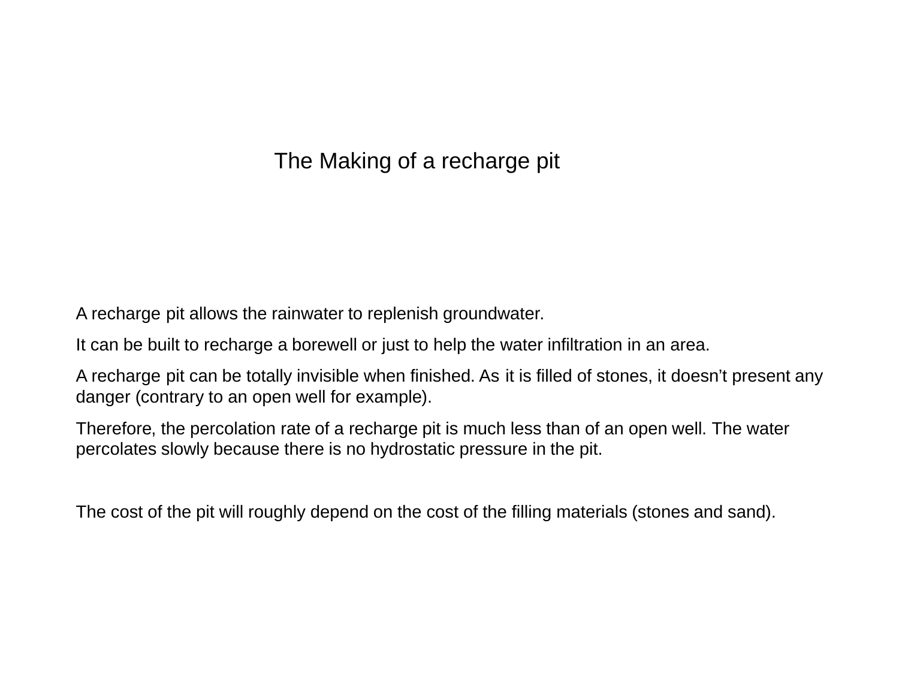# The Making of a recharge pit

A recharge pit allows the rainwater to replenish groundwater.

It can be built to recharge a borewell or just to help the water infiltration in an area.

A recharge pit can be totally invisible when finished. As it is filled of stones, it doesn't present any danger (contrary to an open well for example).

Therefore, the percolation rate of a recharge pit is much less than of an open well. The water percolates slowly because there is no hydrostatic pressure in the pit.

The cost of the pit will roughly depend on the cost of the filling materials (stones and sand).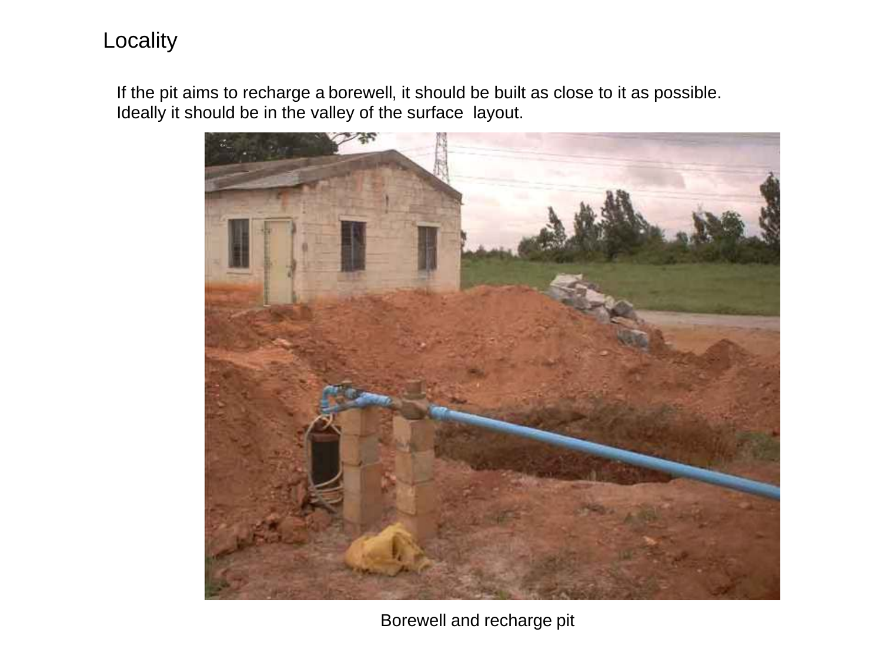# Locality

If the pit aims to recharge a borewell, it should be built as close to it as possible. Ideally it should be in the valley of the surface layout.

Borewell and recharge pit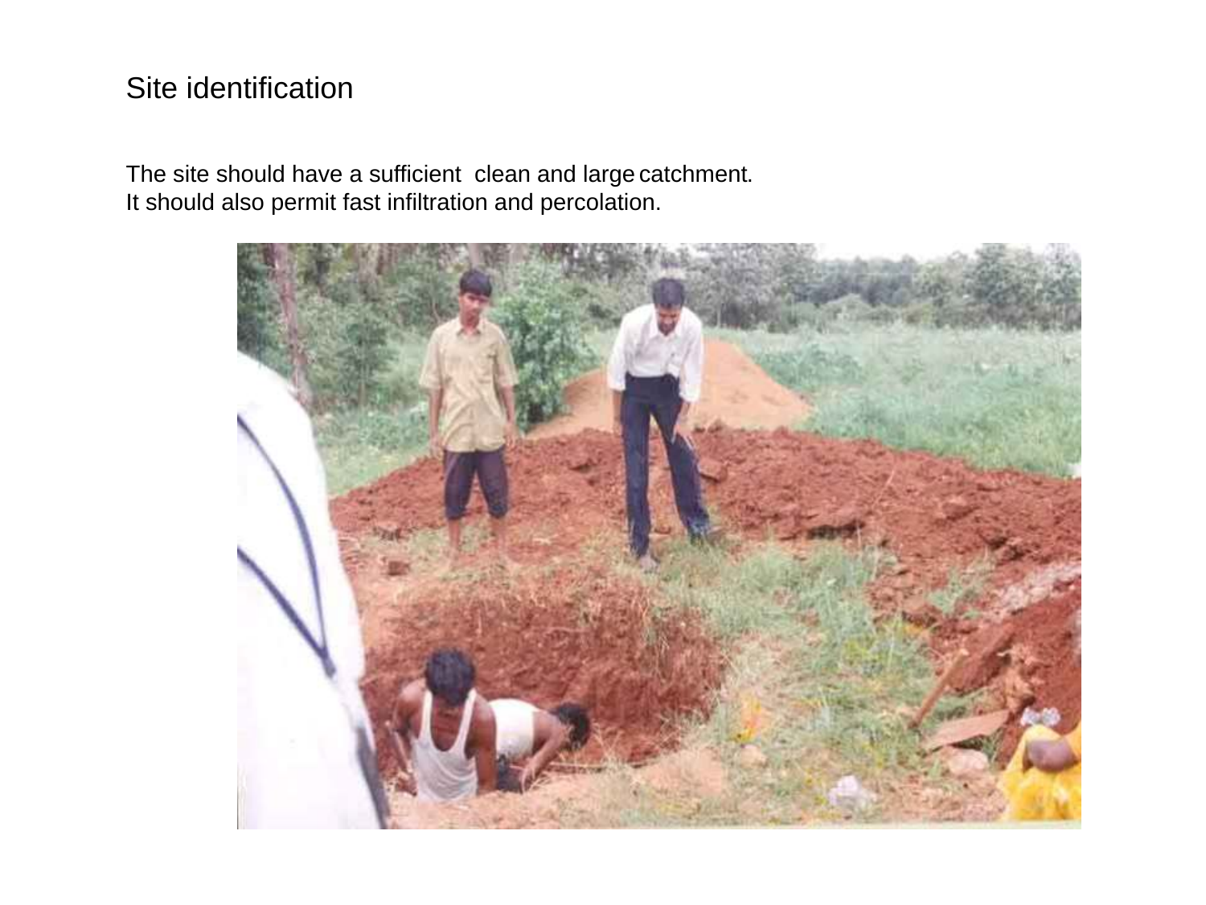# Site identification

The site should have a sufficient clean and large catchment.
It should also permit fast infiltration and percolation.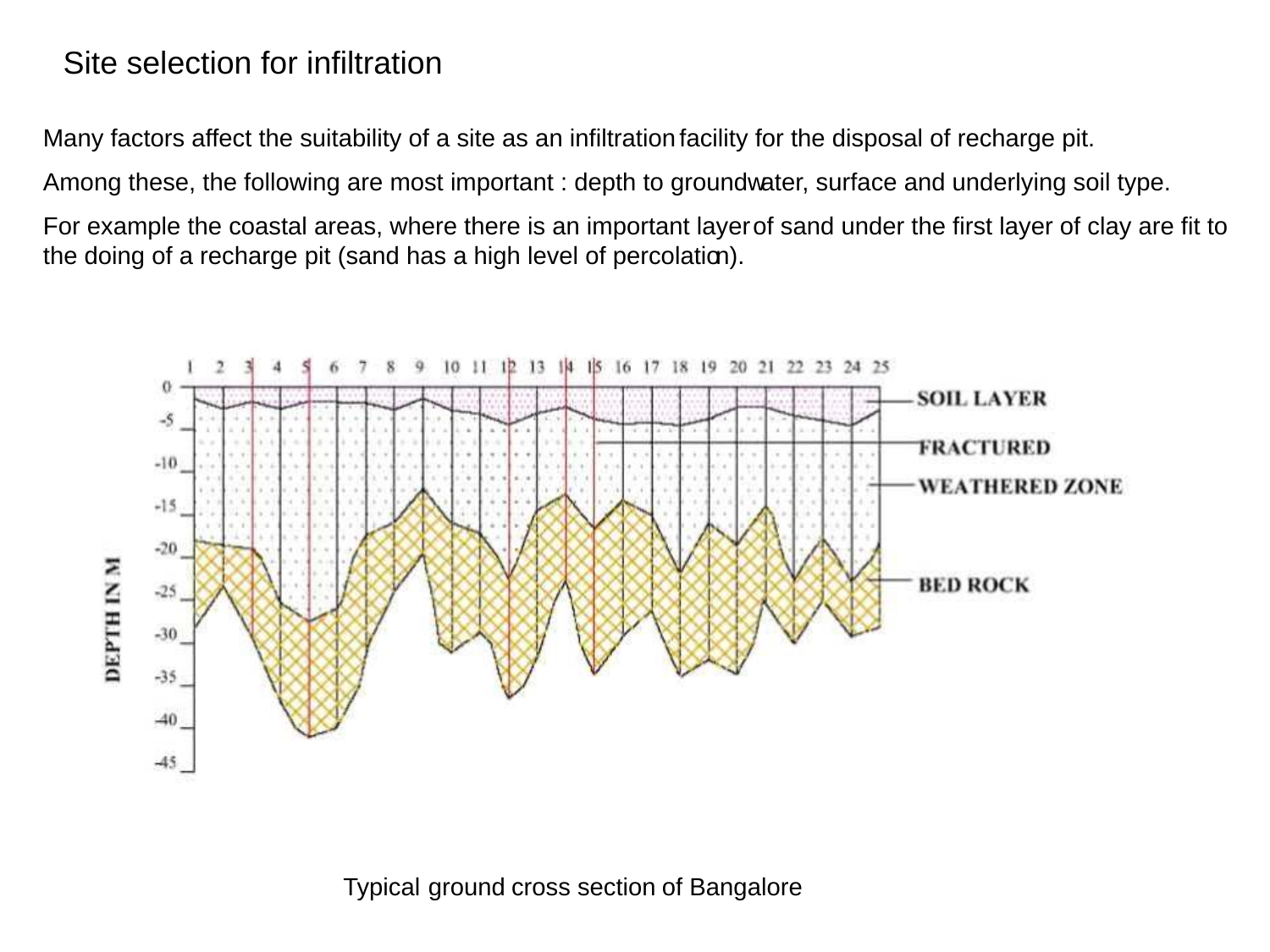# Site selection for infiltration

Many factors affect the suitability of a site as an infiltration facility for the disposal of recharge pit.

Among these, the following are most important : depth to groundwater, surface and underlying soil type.

For example the coastal areas, where there is an important layer of sand under the first layer of clay are fit to the doing of a recharge pit (sand has a high level of percolation).

Typical ground cross section of Bangalore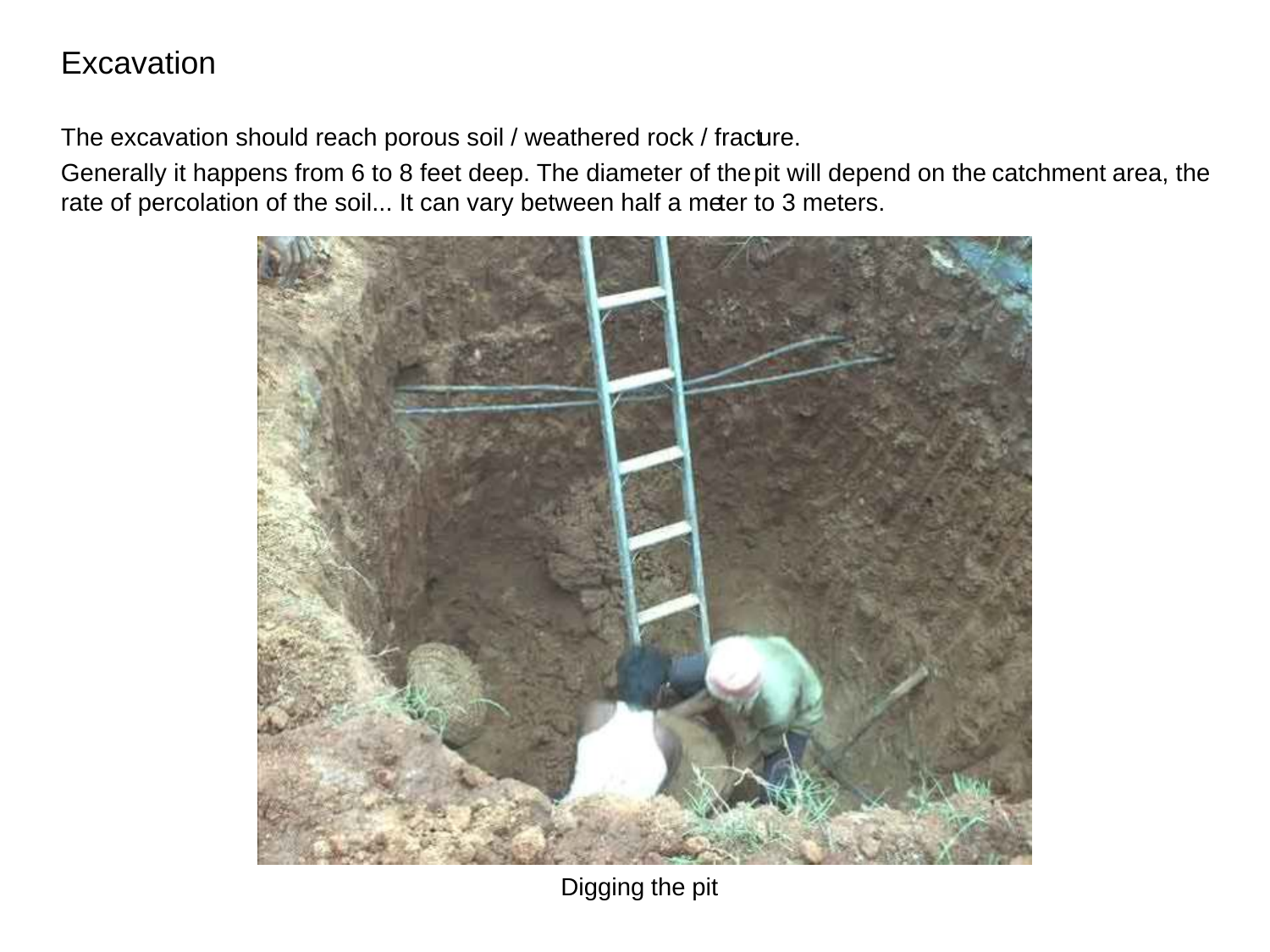# Excavation

The excavation should reach porous soil / weathered rock / fracture.

Generally it happens from 6 to 8 feet deep. The diameter of the pit will depend on the catchment area, the rate of percolation of the soil... It can vary between half a meter to 3 meters.

Digging the pit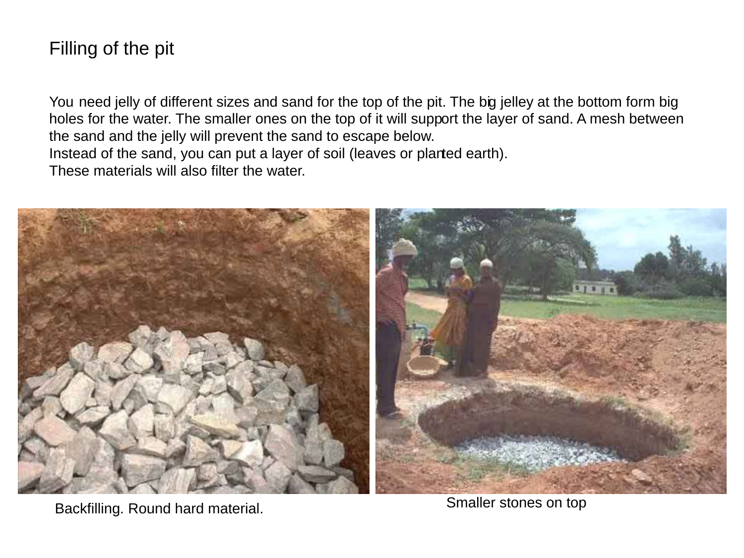# Filling of the pit

You need jelly of different sizes and sand for the top of the pit. The big jelley at the bottom form big holes for the water. The smaller ones on the top of it will support the layer of sand. A mesh between the sand and the jelly will prevent the sand to escape below.
Instead of the sand, you can put a layer of soil (leaves or planted earth).
These materials will also filter the water.

Backfilling. Round hard material.

Smaller stones on top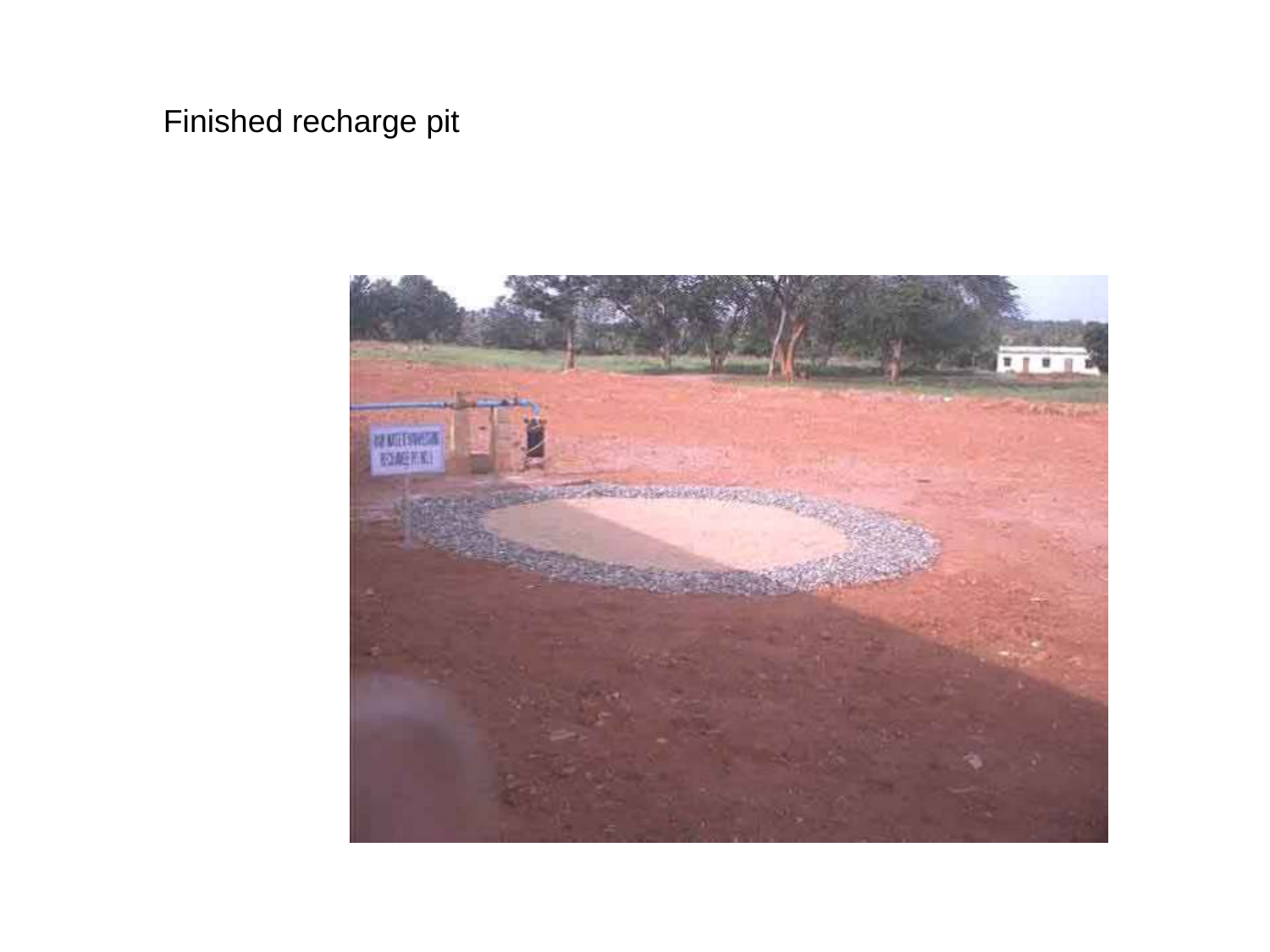Finished recharge pit